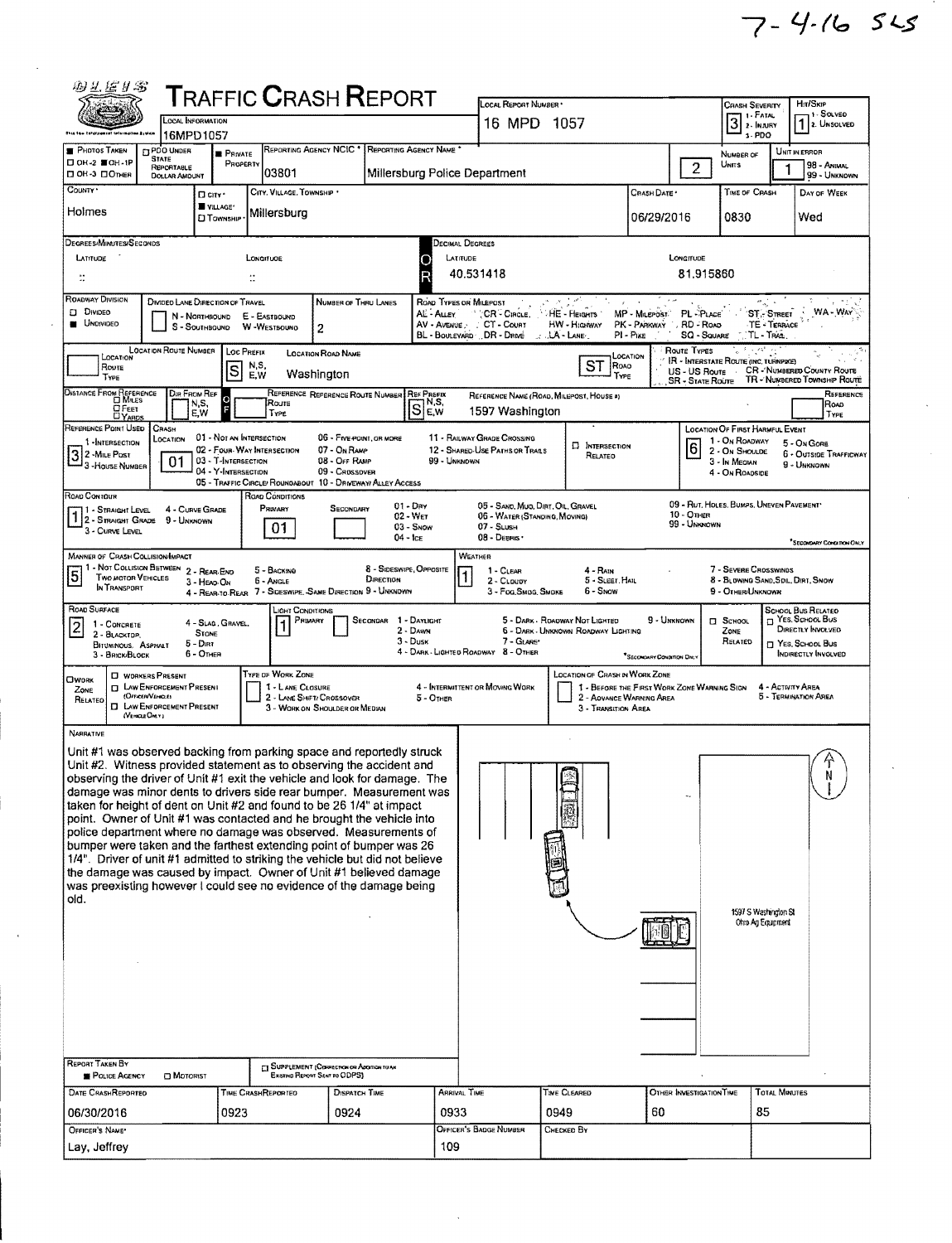7-4-16 SLS

# Traffic Crash Report

| Local Information | Local Report Number | Crash Severity | Hit/Skip |
|---|---|---|---|
| 16MPD1057 | 16 MPD 1057 | 3 (1 - Fatal, 2 - Injury, 3 - PDO) | 1 (1 - Solved, 2 - Unsolved) |

| Photos Taken | PDO Under State Reportable Dollar Amount | Private Property | Reporting Agency NCIC | Reporting Agency Name | Number of Units | Unit in Error |
|---|---|---|---|---|---|---|
| OH-1P | | ■ | 03801 | Millersburg Police Department | 2 | 1 (98 - Animal, 99 - Unknown) |

| County | City, Village, Township | Crash Date | Time of Crash | Day of Week |
|---|---|---|---|---|
| Holmes | Village: Millersburg | 06/29/2016 | 0830 | Wed |

**Degrees/Minutes/Seconds** — Latitude: : Longitude: :

**Decimal Degrees** — Latitude: 40.531418 Longitude: 81.915860

**Roadway Division:** Undivided
**Number of Thru Lanes:** 2

**Road Types or Milepost:** AL - Alley, AV - Avenue, BL - Boulevard, CR - Circle, CT - Court, DR - Drive, HE - Heights, HW - Highway, LA - Lane, MP - Milepost, PK - Parkway, PI - Pike, PL - Place, RD - Road, SQ - Square, ST - Street, TE - Terrace, TL - Trail, WA - Way

**Location:** Loc Prefix: S — Location Road Name: Washington — Location Road Type: ST

**Route Types:** IR - Interstate Route (inc. Turnpike), US - US Route, SR - State Route, CR - Numbered County Route, TR - Numbered Township Route

**Distance From Reference:** Dir From Ref: F — Ref Prefix: S — Reference Name (Road, Milepost, House #): 1597 Washington

**Reference Point Used:** 3 - House Number
**Crash Location:** 01 - Not an Intersection
**Location of First Harmful Event:** 6 (1 - On Roadway, 2 - On Shoulder, 3 - In Median, 4 - On Roadside, 5 - On Gore, 6 - Outside Trafficway, 9 - Unknown)

**Road Contour:** 1 - Straight Level
**Road Conditions:** Primary: 01 (Dry)

**Manner of Crash Collision/Impact:** 5 - Backing
**Weather:** 1 - Clear

**Road Surface:** 2 - Blacktop, Bituminous, Asphalt
**Light Conditions:** Primary: 1 - Daylight

## Narrative

Unit #1 was observed backing from parking space and reportedly struck Unit #2. Witness provided statement as to observing the accident and observing the driver of Unit #1 exit the vehicle and look for damage. The damage was minor dents to drivers side rear bumper. Measurement was taken for height of dent on Unit #2 and found to be 26 1/4" at impact point. Owner of Unit #1 was contacted and he brought the vehicle into police department where no damage was observed. Measurements of bumper were taken and the farthest extending point of bumper was 26 1/4". Driver of unit #1 admitted to striking the vehicle but did not believe the damage was caused by impact. Owner of Unit #1 believed damage was preexisting however I could see no evidence of the damage being old.

(Diagram labels: N; 1597 S Washington St Ohio Ag Equipment)

**Report Taken By:** ■ Police Agency

| Date Crash Reported | Time Crash Reported | Dispatch Time | Arrival Time | Time Cleared | Other Investigation Time | Total Minutes |
|---|---|---|---|---|---|---|
| 06/30/2016 | 0923 | 0924 | 0933 | 0949 | 60 | 85 |

| Officer's Name | Officer's Badge Number | Checked By |
|---|---|---|
| Lay, Jeffrey | 109 | |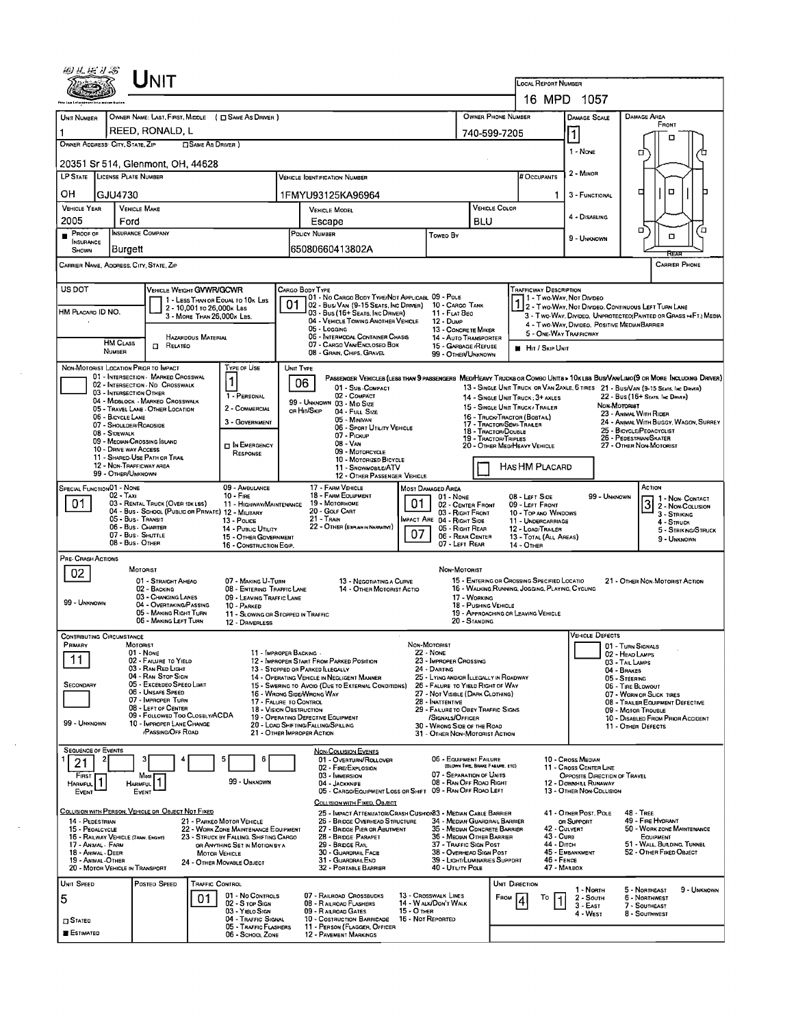# Unit

**Local Report Number:** 16 MPD 1057

| Unit Number | Owner Name: Last, First, Middle ( ☐ Same As Driver ) | Owner Phone Number | Damage Scale | Damage Area |
|---|---|---|---|---|
| 1 | REED, RONALD, L | 740-599-7205 | 1 | Front |

**Owner Address: City, State, Zip** ☐ Same As Driver )

20351 Sr 514, Glenmont, OH, 44628

Damage Scale: 1 - None, 2 - Minor, 3 - Functional, 4 - Disabling, 9 - Unknown

| LP State | License Plate Number | Vehicle Identification Number | # Occupants |
|---|---|---|---|
| OH | GJU4730 | 1FMYU93125KA96964 | 1 |

| Vehicle Year | Vehicle Make | Vehicle Model | Vehicle Color |
|---|---|---|---|
| 2005 | Ford | Escape | BLU |

| Proof of Insurance Shown | Insurance Company | Policy Number | Towed By |
|---|---|---|---|
| ■ | Burgett | 65080660413802A | |

**Carrier Name, Address, City, State, Zip** | **Carrier Phone**

**US DOT** | **HM Placard ID No.** | **HM Class Number** | ☐ Related (Hazardous Material)

**Vehicle Weight GVWR/GCWR:** 1 - Less Than or Equal to 10k Lbs; 2 - 10,001 to 26,000k Lbs; 3 - More Than 26,000k Lbs.

**Cargo Body Type:** 01

01 - No Cargo Body Type/Not Applicable; 02 - Bus/Van (9-15 Seats, Inc Driver); 03 - Bus (16+ Seats, Inc Driver); 04 - Vehicle Towing Another Vehicle; 05 - Logging; 06 - Intermodal Container Chassis; 07 - Cargo Van/Enclosed Box; 08 - Grain, Chips, Gravel; 09 - Pole; 10 - Cargo Tank; 11 - Flat Bed; 12 - Dump; 13 - Concrete Mixer; 14 - Auto Transporter; 15 - Garbage/Refuse; 99 - Other/Unknown

**Trafficway Description:** 1

1 - Two-Way, Not Divided; 2 - Two-Way, Not Divided, Continuous Left Turn Lane; 3 - Two-Way, Divided, Unprotected (Painted or Grass >4Ft.) Media; 4 - Two-Way, Divided, Positive Median Barrier; 5 - One-Way Trafficway

■ Hit / Skip Unit

**Non-Motorist Location Prior to Impact:** 01 - Intersection - Marked Crosswalk; 02 - Intersection - No Crosswalk; 03 - Intersection Other; 04 - Midblock - Marked Crosswalk; 05 - Travel Lane - Other Location; 06 - Bicycle Lane; 07 - Shoulder/Roadside; 08 - Sidewalk; 09 - Median/Crossing Island; 10 - Drive Way Access; 11 - Shared-Use Path or Trail; 12 - Non-Trafficway Area; 99 - Other/Unknown

**Type of Use:** 1

1 - Personal; 2 - Commercial; 3 - Government; ☐ In Emergency Response

**Unit Type:** 06

Passenger Vehicles (less than 9 passengers): 01 - Sub-Compact; 02 - Compact; 99 - Unknown 03 - Mid Size or Hit/Skip; 04 - Full Size; 05 - Minivan; 06 - Sport Utility Vehicle; 07 - Pickup; 08 - Van; 09 - Motorcycle; 10 - Motorized Bicycle; 11 - Snowmobile/ATV; 12 - Other Passenger Vehicle

Med/Heavy Trucks or Combo Units > 10k lbs Bus/Van/Limo (9 or More Including Driver): 13 - Single Unit Truck or Van 2axle, 6 Tires; 14 - Single Unit Truck: 3+ Axles; 15 - Single Unit Truck / Trailer; 16 - Truck/Tractor (Bobtail); 17 - Tractor/Semi-Trailer; 18 - Tractor/Double; 19 - Tractor/Triples; 20 - Other Med/Heavy Vehicle; 21 - Bus/Van (9-15 Seats, Inc Driver); 22 - Bus (16+ Seats, Inc Driver)

Non-Motorist: 23 - Animal With Rider; 24 - Animal With Buggy, Wagon, Surrey; 25 - Bicycle/Pedacyclist; 26 - Pedestrian/Skater; 27 - Other Non-Motorist

☐ Has HM Placard

**Special Function:** 01

01 - None; 02 - Taxi; 03 - Rental Truck (Over 10k lbs); 04 - Bus - School (Public or Private); 05 - Bus - Transit; 06 - Bus - Charter; 07 - Bus - Shuttle; 08 - Bus - Other; 09 - Ambulance; 10 - Fire; 11 - Highway/Maintenance; 12 - Military; 13 - Police; 14 - Public Utility; 15 - Other Government; 16 - Construction Eqip.; 17 - Farm Vehicle; 18 - Farm Equipment; 19 - Motorhome; 20 - Golf Cart; 21 - Train; 22 - Other (Explain in Narrative)

**Most Damaged Area:** 01 | **Impact Are:** 07

01 - None; 02 - Center Front; 03 - Right Front; 04 - Right Side; 05 - Right Rear; 06 - Rear Center; 07 - Left Rear; 08 - Left Side; 09 - Left Front; 10 - Top and Windows; 11 - Undercarriage; 12 - Load/Trailer; 13 - Total (All Areas); 14 - Other; 99 - Unknown

**Action:** 3

1 - Non-Contact; 2 - Non-Collision; 3 - Striking; 4 - Struck; 5 - Striking/Struck; 9 - Unknown

**Pre-Crash Actions:** 02

Motorist: 01 - Straight Ahead; 02 - Backing; 03 - Changing Lanes; 04 - Overtaking/Passing; 05 - Making Right Turn; 06 - Making Left Turn; 07 - Making U-Turn; 08 - Entering Traffic Lane; 09 - Leaving Traffic Lane; 10 - Parked; 11 - Slowing or Stopped in Traffic; 12 - Driverless; 13 - Negotiating a Curve; 14 - Other Motorist Actio; 99 - Unknown

Non-Motorist: 15 - Entering or Crossing Specified Locatio; 16 - Walking, Running, Jogging, Playing, Cycling; 17 - Working; 18 - Pushing Vehicle; 19 - Approaching or Leaving Vehicle; 20 - Standing; 21 - Other Non-Motorist Action

**Contributing Circumstance:** Primary: 11 | Secondary: | 99 - Unknown

Motorist: 01 - None; 02 - Failure to Yield; 03 - Ran Red Light; 04 - Ran Stop Sign; 05 - Exceeded Speed Limit; 06 - Unsafe Speed; 07 - Improper Turn; 08 - Left of Center; 09 - Followed Too Closely/ACDA; 10 - Improper Lane Change /Passing/Off Road; 11 - Improper Backing; 12 - Improper Start From Parked Position; 13 - Stopped or Parked Illegally; 14 - Operating Vehicle in Negligent Manner; 15 - Swering to Avoid (Due to External Conditions); 16 - Wrong Side/Wrong Way; 17 - Failure to Control; 18 - Vision Obstruction; 19 - Operating Defective Equipment; 20 - Load Shifting/Falling/Spilling; 21 - Other Improper Action

Non-Motorist: 22 - None; 23 - Improper Crossing; 24 - Darting; 25 - Lying and/or Illegally in Roadway; 26 - Failure to Yield Right of Way; 27 - Not Visible (Dark Clothing); 28 - Inattentive; 29 - Failure to Obey Traffic Signs /Signals/Officer; 30 - Wrong Side of the Road; 31 - Other Non-Motorist Action

**Vehicle Defects:** 01 - Turn Signals; 02 - Head Lamps; 03 - Tail Lamps; 04 - Brakes; 05 - Steering; 06 - Tire Blowout; 07 - Worn or Slick Tires; 08 - Trailer Equipment Defective; 09 - Motor Trouble; 10 - Disabled From Prior Accident; 11 - Other Defects

**Sequence of Events:** 1: 21 | 2: | 3: | 4: | 5: | 6: | First Harmful Event: 1 | Most Harmful Event: 1 | 99 - Unknown

Non-Collision Events: 01 - Overturn/Rollover; 02 - Fire/Explosion; 03 - Immersion; 04 - Jackknife; 05 - Cargo/Equipment Loss or Shift; 06 - Equipment Failure (Blown Tire, Brake Failure, etc); 07 - Separation of Units; 08 - Ran Off Road Right; 09 - Ran Off Road Left; 10 - Cross Median; 11 - Cross Center Line Opposite Direction of Travel; 12 - Downhill Runaway; 13 - Other Non-Collision

Collision with Person, Vehicle or Object Not Fixed: 14 - Pedestrian; 15 - Pedalcycle; 16 - Railway Vehicle (Train, Engine); 17 - Animal - Farm; 18 - Animal - Deer; 19 - Animal - Other; 20 - Motor Vehicle in Transport; 21 - Parked Motor Vehicle; 22 - Work Zone Maintenance Equipment; 23 - Struck by Falling, Shifting Cargo or Anything Set in Motion by a Motor Vehicle; 24 - Other Movable Object

Collision with Fixed, Object: 25 - Impact Attenuator/Crash Cushion; 26 - Bridge Overhead Structure; 27 - Bridge Pier or Abutment; 28 - Bridge Parapet; 29 - Bridge Rail; 30 - Guardrail Face; 31 - Guardrail End; 32 - Portable Barrier; 33 - Median Cable Barrier; 34 - Median Guardrail Barrier; 35 - Median Concrete Barrier; 36 - Median Other Barrier; 37 - Traffic Sign Post; 38 - Overhead Sign Post; 39 - Light/Luminaries Support; 40 - Utility Pole; 41 - Other Post, Pole or Support; 42 - Culvert; 43 - Curb; 44 - Ditch; 45 - Embankment; 46 - Fence; 47 - Mailbox; 48 - Tree; 49 - Fire Hydrant; 50 - Work Zone Maintenance Equipment; 51 - Wall, Building, Tunnel; 52 - Other Fixed Object

| Unit Speed | Posted Speed | Traffic Control | Unit Direction |
|---|---|---|---|
| 5 | | 01 | From 4 To 1 |

☐ Stated | ■ Estimated

Traffic Control: 01 - No Controls; 02 - Stop Sign; 03 - Yield Sign; 04 - Traffic Signal; 05 - Traffic Flashers; 06 - School Zone; 07 - Railroad Crossbucks; 08 - Railroad Flashers; 09 - Railroad Gates; 10 - Costruction Barricade; 11 - Person (Flagger, Officer; 12 - Pavement Markings; 13 - Crosswalk Lines; 14 - Walk/Don't Walk; 15 - Other; 16 - Not Reported

Unit Direction: 1 - North; 2 - South; 3 - East; 4 - West; 5 - Northeast; 6 - Northwest; 7 - Southeast; 8 - Southwest; 9 - Unknown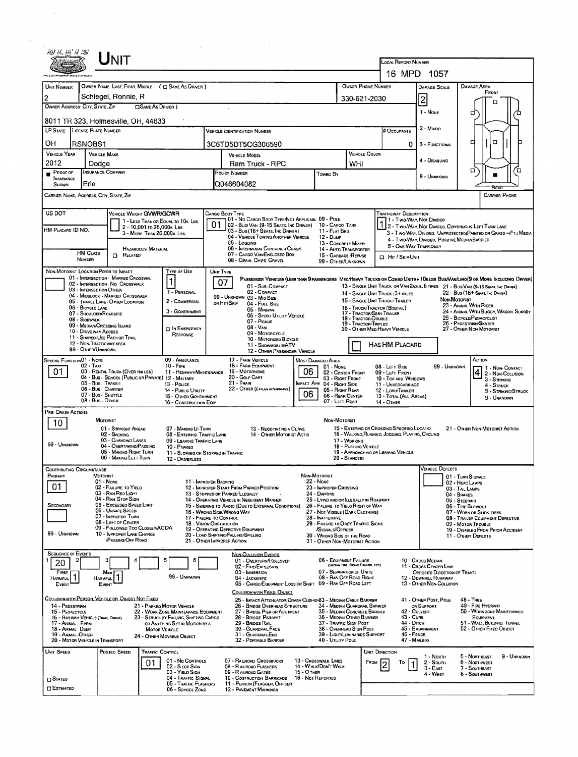# UNIT

**LOCAL REPORT NUMBER:** 16 MPD 1057

| UNIT NUMBER | OWNER NAME: LAST, FIRST, MIDDLE ( ☐ SAME AS DRIVER ) | OWNER PHONE NUMBER | DAMAGE SCALE | DAMAGE AREA |
|---|---|---|---|---|
| 2 | Schlegel, Ronnie, R | 330-621-2030 | 2 | FRONT |

**OWNER ADDRESS: CITY, STATE, ZIP** ☐ SAME AS DRIVER: 8011 TR 323, Holmesville, OH, 44633

| LP STATE | LICENSE PLATE NUMBER | VEHICLE IDENTIFICATION NUMBER | # OCCUPANTS |
|---|---|---|---|
| OH | RSNOBS1 | 3C6TD5DT5CG306590 | 0 |

| VEHICLE YEAR | VEHICLE MAKE | VEHICLE MODEL | VEHICLE COLOR |
|---|---|---|---|
| 2012 | Dodge | Ram Truck - RPC | WHI |

| PROOF OF INSURANCE SHOWN | INSURANCE COMPANY | POLICY NUMBER | TOWED BY |
|---|---|---|---|
| ■ | Erie | Q046604082 | |

Damage Scale: 1 - None; 2 - Minor; 3 - Functional; 4 - Disabling; 9 - Unknown

CARRIER NAME, ADDRESS, CITY, STATE, ZIP — CARRIER PHONE

US DOT — HM PLACARD ID NO. — HM CLASS NUMBER — ☐ RELATED (HAZARDOUS MATERIAL)

**VEHICLE WEIGHT GVWR/GCWR:** 1 - Less than or equal to 10k lbs; 2 - 10,001 to 26,000k lbs; 3 - More than 26,000k lbs.

**CARGO BODY TYPE:** 01
01 - No Cargo Body Type/Not Applicabl; 02 - Bus/Van (9-15 Seats, Inc Driver); 03 - Bus (16+ Seats, Inc Driver); 04 - Vehicle Towing Another Vehicle; 05 - Logging; 06 - Intermodal Container Chassis; 07 - Cargo Van/Enclosed Box; 08 - Grain, Chips, Gravel; 09 - Pole; 10 - Cargo Tank; 11 - Flat Bed; 12 - Dump; 13 - Concrete Mixer; 14 - Auto Transporter; 15 - Garbage/Refuse; 99 - Other/Unknown

**TRAFFICWAY DESCRIPTION:** 1
1 - Two-Way, Not Divided; 2 - Two-Way, Not Divided, Continuous Left Turn Lane; 3 - Two-Way, Divided, Unprotected (Painted or Grass >4Ft.) Media; 4 - Two-Way, Divided, Positive Median Barrier; 5 - One-Way Trafficway
☐ Hit / Skip Unit

**NON-MOTORIST LOCATION PRIOR TO IMPACT:** 01 - Intersection - Marked Crosswal; 02 - Intersection - No Crosswalk; 03 - Intersection Other; 04 - Midblock - Marked Crosswalk; 05 - Travel Lane - Other Location; 06 - Bicycle Lane; 07 - Shoulder/Roadside; 08 - Sidewalk; 09 - Median/Crossing Island; 10 - Drive way Access; 11 - Shared-Use Path or Trail; 12 - Non-Trafficway Area; 99 - Other/Unknown

**TYPE OF USE:** 1
1 - Personal; 2 - Commercial; 3 - Government; ☐ In Emergency Response

**UNIT TYPE:** 07
Passenger Vehicles (less than 9 passengers): 01 - Sub-Compact; 02 - Compact; 99 - Unknown 03 - Mid Size or Hit/Skip; 04 - Full Size; 05 - Minivan; 06 - Sport Utility Vehicle; 07 - Pickup; 08 - Van; 09 - Motorcycle; 10 - Motorized Bicycle; 11 - Snowmobile/ATV; 12 - Other Passenger Vehicle
Med/Heavy Trucks or Combo Units > 10k lbs Bus/Van/Limo (9 or more including driver): 13 - Single Unit Truck or Van 2axle, 6 tires; 14 - Single Unit Truck; 3+ axles; 15 - Single Unit Truck / Trailer; 16 - Truck/Tractor (Bobtail); 17 - Tractor/Semi-Trailer; 18 - Tractor/Double; 19 - Tractor/Triples; 20 - Other Med/Heavy Vehicle; 21 - Bus/Van (9-15 Seats, Inc Driver); 22 - Bus (16+ Seats, Inc Driver)
Non-Motorist: 23 - Animal With Rider; 24 - Animal With Buggy, Wagon, Surrey; 25 - Bicycle/Pedacyclist; 26 - Pedestrian/Skater; 27 - Other Non-Motorist
☐ Has HM Placard

**SPECIAL FUNCTION:** 01
01 - None; 02 - Taxi; 03 - Rental Truck (Over 10k lbs); 04 - Bus - School (Public or Private); 05 - Bus - Transit; 06 - Bus - Charter; 07 - Bus - Shuttle; 08 - Bus - Other; 09 - Ambulance; 10 - Fire; 11 - Highway/Maintenance; 12 - Military; 13 - Police; 14 - Public Utility; 15 - Other Government; 16 - Construction Eqip.; 17 - Farm Vehicle; 18 - Farm Equipment; 19 - Motorhome; 20 - Golf Cart; 21 - Train; 22 - Other (Explain in Narrative)

**MOST DAMAGED AREA:** 06 — **IMPACT ARE:** 06
01 - None; 02 - Center Front; 03 - Right Front; 04 - Right Side; 05 - Right Rear; 06 - Rear Center; 07 - Left Rear; 08 - Left Side; 09 - Left Front; 10 - Top and Windows; 11 - Undercarriage; 12 - Load/Trailer; 13 - Total (All Areas); 14 - Other; 99 - Unknown

**ACTION:** 4
1 - Non-Contact; 2 - Non-Collision; 3 - Striking; 4 - Struck; 5 - Striking/Struck; 9 - Unknown

**PRE-CRASH ACTIONS:** 10
Motorist: 01 - Straight Ahead; 02 - Backing; 03 - Changing Lanes; 04 - Overtaking/Passing; 05 - Making Right Turn; 06 - Making Left Turn; 07 - Making U-Turn; 08 - Entering Traffic Lane; 09 - Leaving Traffic Lane; 10 - Parked; 11 - Slowing or Stopped in Traffic; 12 - Driverless; 13 - Negotiating a Curve; 14 - Other Motorist Actio; 99 - Unknown
Non-Motorist: 15 - Entering or Crossing Specified Locatio; 16 - Walking, Running, Jogging, Playing, Cycling; 17 - Working; 18 - Pushing Vehicle; 19 - Approaching or Leaving Vehicle; 20 - Standing; 21 - Other Non-Motorist Action

**CONTRIBUTING CIRCUMSTANCE** — Primary: 01 — Secondary: (blank)
Motorist: 01 - None; 02 - Failure to Yield; 03 - Ran Red Light; 04 - Ran Stop Sign; 05 - Exceeded Speed Limit; 06 - Unsafe Speed; 07 - Improper Turn; 08 - Left of Center; 09 - Followed Too Closely/ACDA; 10 - Improper Lane Change /Passing/Off Road; 11 - Improper Backing; 12 - Improper Start From Parked Position; 13 - Stopped or Parked Illegally; 14 - Operating Vehicle in Negligent Manner; 15 - Swering to Avoid (Due to External Conditions); 16 - Wrong Side/Wrong Way; 17 - Failure to Control; 18 - Vision Obstruction; 19 - Operating Defective Equipment; 20 - Load Shifting/Falling/Spilling; 21 - Other Improper Action; 99 - Unknown
Non-Motorist: 22 - None; 23 - Improper Crossing; 24 - Darting; 25 - Lying and/or Illegally in Roadway; 26 - Failure to Yield Right of Way; 27 - Not Visible (Dark Clothing); 28 - Inattentive; 29 - Failure to Obey Traffic Signs /Signals/Officer; 30 - Wrong Side of the Road; 31 - Other Non-Motorist Action

**VEHICLE DEFECTS:** 01 - Turn Signals; 02 - Head Lamps; 03 - Tail Lamps; 04 - Brakes; 05 - Steering; 06 - Tire Blowout; 07 - Worn or Slick Tires; 08 - Trailer Equipment Defective; 09 - Motor Trouble; 10 - Disabled From Prior Accident; 11 - Other Defects

**SEQUENCE OF EVENTS:** 1: 20; 2–6: (blank)
First Harmful Event: 1 — Most Harmful Event: 1 — 99 - Unknown

Non-Collision Events: 01 - Overturn/Rollover; 02 - Fire/Explosion; 03 - Immersion; 04 - Jackknife; 05 - Cargo/Equipment Loss or Shift; 06 - Equipment Failure (Blown Tire, Brake Failure, etc); 07 - Separation of Units; 08 - Ran Off Road Right; 09 - Ran Off Road Left; 10 - Cross Median; 11 - Cross Center Line Opposite Direction of Travel; 12 - Downhill Runaway; 13 - Other Non-Collision

Collision with Person, Vehicle or Object Not Fixed: 14 - Pedestrian; 15 - Pedalcycle; 16 - Railway Vehicle (Train, Engine); 17 - Animal - Farm; 18 - Animal - Deer; 19 - Animal - Other; 20 - Motor Vehicle in Transport; 21 - Parked Motor Vehicle; 22 - Work Zone Maintenance Equipment; 23 - Struck by Falling, Shifting Cargo or Anything Set in Motion by a Motor Vehicle; 24 - Other Movable Object

Collision with Fixed, Object: 25 - Impact Attenuator/Crash Cushion; 26 - Bridge Overhead Structure; 27 - Bridge Pier or Abutment; 28 - Bridge Parapet; 29 - Bridge Rail; 30 - Guardrail Face; 31 - Guardrail End; 32 - Portable Barrier; 33 - Median Cable Barrier; 34 - Median Guardrail Barrier; 35 - Median Concrete Barrier; 36 - Median Other Barrier; 37 - Traffic Sign Post; 38 - Overhead Sign Post; 39 - Light/Luminaries Support; 40 - Utility Pole; 41 - Other Post, Pole or Support; 42 - Culvert; 43 - Curb; 44 - Ditch; 45 - Embankment; 46 - Fence; 47 - Mailbox; 48 - Tree; 49 - Fire Hydrant; 50 - Work Zone Maintenance Equipment; 51 - Wall, Building, Tunnel; 52 - Other Fixed Object

**UNIT SPEED:** (blank) — **POSTED SPEED:** (blank) — ☐ Stated ☐ Estimated

**TRAFFIC CONTROL:** 01
01 - No Controls; 02 - Stop Sign; 03 - Yield Sign; 04 - Traffic Signal; 05 - Traffic Flashers; 06 - School Zone; 07 - Railroad Crossbucks; 08 - Railroad Flashers; 09 - Railroad Gates; 10 - Costruction Barricade; 11 - Person (Flagger, Officer); 12 - Pavement Markings; 13 - Crosswalk Lines; 14 - Walk/Don't Walk; 15 - Other; 16 - Not Reported

**UNIT DIRECTION:** From 2 To 1
1 - North; 2 - South; 3 - East; 4 - West; 5 - Northeast; 6 - Northwest; 7 - Southeast; 8 - Southwest; 9 - Unknown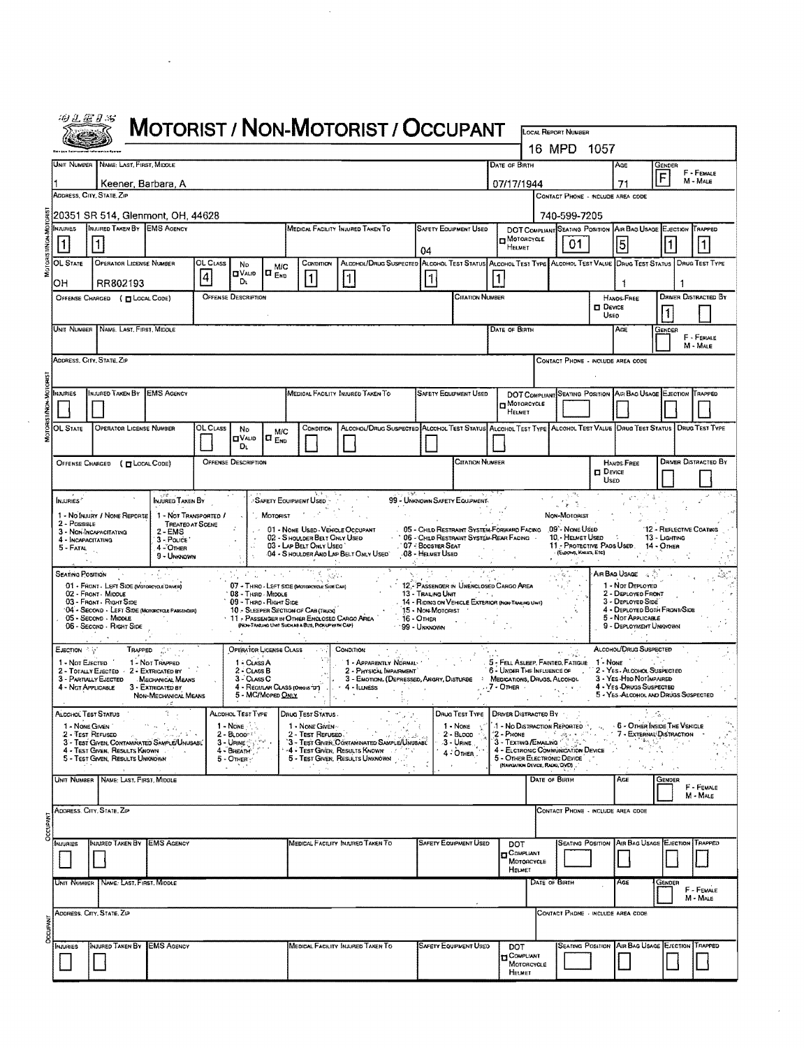# MOTORIST / NON-MOTORIST / OCCUPANT

**LOCAL REPORT NUMBER:** 16 MPD 1057

## MOTORIST/NON-MOTORIST

| UNIT NUMBER | NAME: LAST, FIRST, MIDDLE | DATE OF BIRTH | AGE | GENDER (F - FEMALE, M - MALE) |
|---|---|---|---|---|
| 1 | Keener, Barbara, A | 07/17/1944 | 71 | F |

| ADDRESS, CITY, STATE, ZIP | CONTACT PHONE - INCLUDE AREA CODE |
|---|---|
| 20351 SR 514, Glenmont, OH, 44628 | 740-599-7205 |

| INJURIES | INJURED TAKEN BY | EMS AGENCY | MEDICAL FACILITY INJURED TAKEN TO | SAFETY EQUIPMENT USED | DOT COMPLIANT MOTORCYCLE HELMET | SEATING POSITION | AIR BAG USAGE | EJECTION | TRAPPED |
|---|---|---|---|---|---|---|---|---|---|
| 1 | 1 | | | 04 | | 01 | 5 | 1 | 1 |

| OL STATE | OPERATOR LICENSE NUMBER | OL CLASS | NO VALID DL | M/C END | CONDITION | ALCOHOL/DRUG SUSPECTED | ALCOHOL TEST STATUS | ALCOHOL TEST TYPE | ALCOHOL TEST VALUE | DRUG TEST STATUS | DRUG TEST TYPE |
|---|---|---|---|---|---|---|---|---|---|---|---|
| OH | RR802193 | 4 | | | 1 | 1 | 1 | 1 | | 1 | 1 |

| OFFENSE CHARGED ( LOCAL CODE) | OFFENSE DESCRIPTION | CITATION NUMBER | HANDS-FREE DEVICE USED | DRIVER DISTRACTED BY |
|---|---|---|---|---|
| | | | | 1 |

| UNIT NUMBER | NAME: LAST, FIRST, MIDDLE | DATE OF BIRTH | AGE | GENDER (F - FEMALE, M - MALE) |
|---|---|---|---|---|
| | | | | |

| ADDRESS, CITY, STATE, ZIP | CONTACT PHONE - INCLUDE AREA CODE |
|---|---|
| | |

| INJURIES | INJURED TAKEN BY | EMS AGENCY | MEDICAL FACILITY INJURED TAKEN TO | SAFETY EQUIPMENT USED | DOT COMPLIANT MOTORCYCLE HELMET | SEATING POSITION | AIR BAG USAGE | EJECTION | TRAPPED |
|---|---|---|---|---|---|---|---|---|---|
| | | | | | | | | | |

| OL STATE | OPERATOR LICENSE NUMBER | OL CLASS | NO VALID DL | M/C END | CONDITION | ALCOHOL/DRUG SUSPECTED | ALCOHOL TEST STATUS | ALCOHOL TEST TYPE | ALCOHOL TEST VALUE | DRUG TEST STATUS | DRUG TEST TYPE |
|---|---|---|---|---|---|---|---|---|---|---|---|
| | | | | | | | | | | | |

| OFFENSE CHARGED ( LOCAL CODE) | OFFENSE DESCRIPTION | CITATION NUMBER | HANDS-FREE DEVICE USED | DRIVER DISTRACTED BY |
|---|---|---|---|---|
| | | | | |

## Codes

**INJURIES:** 1 - No Injury / None Reported; 2 - Possible; 3 - Non-Incapacitating; 4 - Incapacitating; 5 - Fatal

**INJURED TAKEN BY:** 1 - Not Transported / Treated at Scene; 2 - EMS; 3 - Police; 4 - Other; 9 - Unknown

**SAFETY EQUIPMENT USED:**
- Motorist: 01 - None Used - Vehicle Occupant; 02 - Shoulder Belt Only Used; 03 - Lap Belt Only Used; 04 - Shoulder and Lap Belt Only Used; 05 - Child Restraint System-Forward Facing; 06 - Child Restraint System-Rear Facing; 07 - Booster Seat; 08 - Helmet Used; 99 - Unknown Safety Equipment
- Non-Motorist: 09 - None Used; 10 - Helmet Used; 11 - Protective Pads Used (Elbows, Knees, Etc); 12 - Reflective Coating; 13 - Lighting; 14 - Other

**SEATING POSITION:** 01 - Front - Left Side (Motorcycle Driver); 02 - Front - Middle; 03 - Front - Right Side; 04 - Second - Left Side (Motorcycle Passenger); 05 - Second - Middle; 06 - Second - Right Side; 07 - Third - Left Side (Motorcycle Side Car); 08 - Third - Middle; 09 - Third - Right Side; 10 - Sleeper Section of Cab (Truck); 11 - Passenger in Other Enclosed Cargo Area (Non-Trailing Unit Such as a Bus, Pick-up with Cap); 12 - Passenger in Unenclosed Cargo Area; 13 - Trailing Unit; 14 - Riding on Vehicle Exterior (Non-Trailing Unit); 15 - Non-Motorist; 16 - Other; 99 - Unknown

**AIR BAG USAGE:** 1 - Not Deployed; 2 - Deployed Front; 3 - Deployed Side; 4 - Deployed Both Front/Side; 5 - Not Applicable; 9 - Deployment Unknown

**EJECTION:** 1 - Not Ejected; 2 - Totally Ejected; 3 - Partially Ejected; 4 - Not Applicable

**TRAPPED:** 1 - Not Trapped; 2 - Extricated by Mechanical Means; 3 - Extricated by Non-Mechanical Means

**OPERATOR LICENSE CLASS:** 1 - Class A; 2 - Class B; 3 - Class C; 4 - Regular Class (Ohio is "D"); 5 - MC/Moped Only

**CONDITION:** 1 - Apparently Normal; 2 - Physical Impairment; 3 - Emotional (Depressed, Angry, Disturbed); 4 - Illness; 5 - Fell Asleep, Fainted, Fatigue; 6 - Under the Influence of Medications, Drugs, Alcohol; 7 - Other

**ALCOHOL/DRUG SUSPECTED:** 1 - None; 2 - Yes - Alcohol Suspected; 3 - Yes - HBD Not Impaired; 4 - Yes - Drugs Suspected; 5 - Yes - Alcohol and Drugs Suspected

**ALCOHOL TEST STATUS:** 1 - None Given; 2 - Test Refused; 3 - Test Given, Contaminated Sample/Unusable; 4 - Test Given, Results Known; 5 - Test Given, Results Unknown

**ALCOHOL TEST TYPE:** 1 - None; 2 - Blood; 3 - Urine; 4 - Breath; 5 - Other

**DRUG TEST STATUS:** 1 - None Given; 2 - Test Refused; 3 - Test Given, Contaminated Sample/Unusable; 4 - Test Given, Results Known; 5 - Test Given, Results Unknown

**DRUG TEST TYPE:** 1 - None; 2 - Blood; 3 - Urine; 4 - Other

**DRIVER DISTRACTED BY:** 1 - No Distraction Reported; 2 - Phone; 3 - Texting/Emailing; 4 - Electronic Communication Device; 5 - Other Electronic Device (Navigation Device, Radio, DVD); 6 - Other Inside the Vehicle; 7 - External Distraction

## OCCUPANT

| UNIT NUMBER | NAME: LAST, FIRST, MIDDLE | DATE OF BIRTH | AGE | GENDER (F - FEMALE, M - MALE) |
|---|---|---|---|---|
| | | | | |

| ADDRESS, CITY, STATE, ZIP | CONTACT PHONE - INCLUDE AREA CODE |
|---|---|
| | |

| INJURIES | INJURED TAKEN BY | EMS AGENCY | MEDICAL FACILITY INJURED TAKEN TO | SAFETY EQUIPMENT USED | DOT COMPLIANT MOTORCYCLE HELMET | SEATING POSITION | AIR BAG USAGE | EJECTION | TRAPPED |
|---|---|---|---|---|---|---|---|---|---|
| | | | | | | | | | |

| UNIT NUMBER | NAME: LAST, FIRST, MIDDLE | DATE OF BIRTH | AGE | GENDER (F - FEMALE, M - MALE) |
|---|---|---|---|---|
| | | | | |

| ADDRESS, CITY, STATE, ZIP | CONTACT PHONE - INCLUDE AREA CODE |
|---|---|
| | |

| INJURIES | INJURED TAKEN BY | EMS AGENCY | MEDICAL FACILITY INJURED TAKEN TO | SAFETY EQUIPMENT USED | DOT COMPLIANT MOTORCYCLE HELMET | SEATING POSITION | AIR BAG USAGE | EJECTION | TRAPPED |
|---|---|---|---|---|---|---|---|---|---|
| | | | | | | | | | |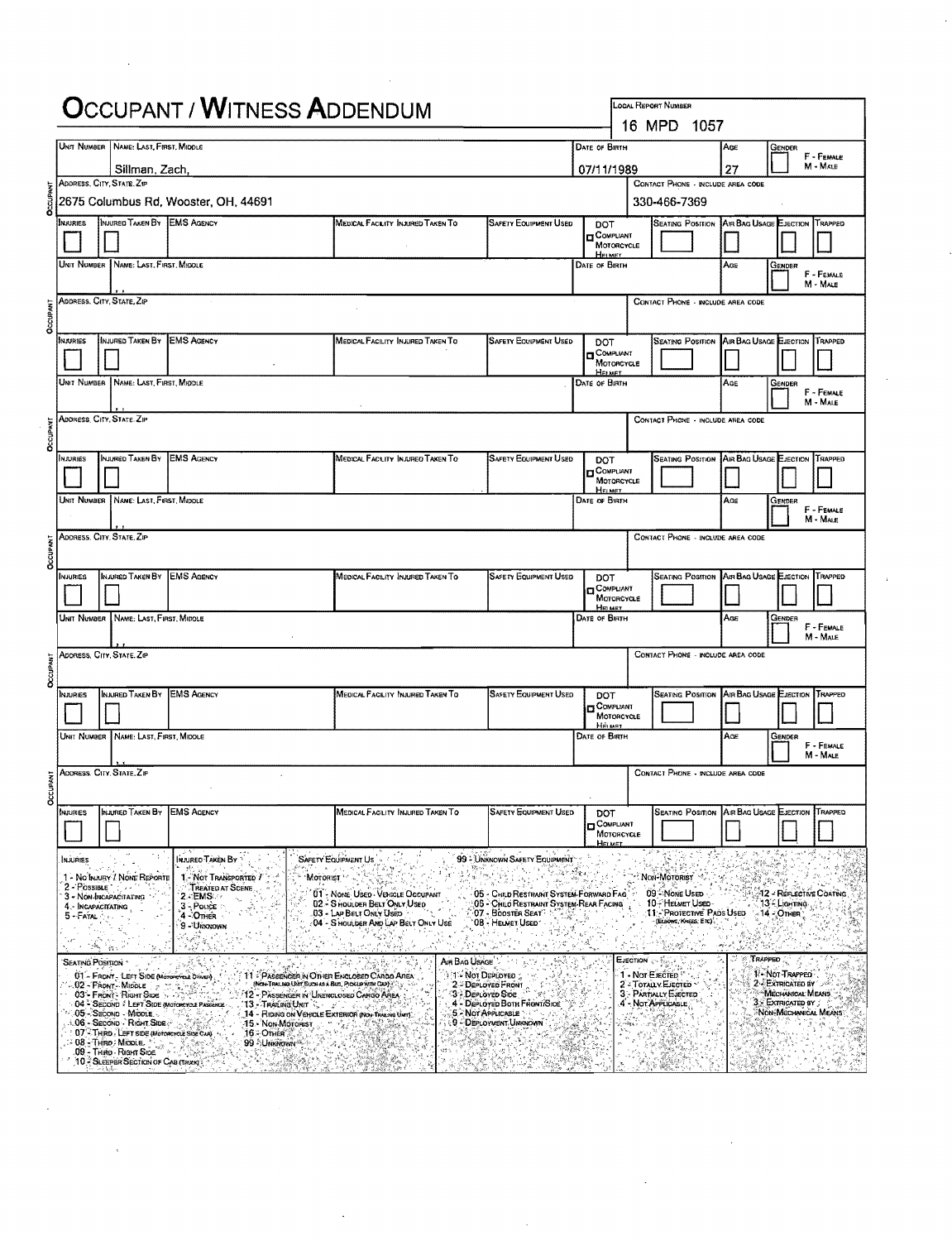# OCCUPANT / WITNESS ADDENDUM

**LOCAL REPORT NUMBER:** 16 MPD 1057

## Occupant

| UNIT NUMBER | NAME: LAST, FIRST, MIDDLE | DATE OF BIRTH | AGE | GENDER |
|---|---|---|---|---|
| | Sillman, Zach, | 07/11/1989 | 27 | F - FEMALE / M - MALE |

| ADDRESS, CITY, STATE, ZIP | CONTACT PHONE - INCLUDE AREA CODE |
|---|---|
| 2675 Columbus Rd, Wooster, OH, 44691 | 330-466-7369 |

| INJURIES | INJURED TAKEN BY | EMS AGENCY | MEDICAL FACILITY INJURED TAKEN TO | SAFETY EQUIPMENT USED | DOT COMPLIANT MOTORCYCLE HELMET | SEATING POSITION | AIR BAG USAGE | EJECTION | TRAPPED |
|---|---|---|---|---|---|---|---|---|---|
| | | | | | | | | | |

## Occupant

| UNIT NUMBER | NAME: LAST, FIRST, MIDDLE | DATE OF BIRTH | AGE | GENDER |
|---|---|---|---|---|
| | , , | | | F - FEMALE / M - MALE |

| ADDRESS, CITY, STATE, ZIP | CONTACT PHONE - INCLUDE AREA CODE |
|---|---|
| | |

| INJURIES | INJURED TAKEN BY | EMS AGENCY | MEDICAL FACILITY INJURED TAKEN TO | SAFETY EQUIPMENT USED | DOT COMPLIANT MOTORCYCLE HELMET | SEATING POSITION | AIR BAG USAGE | EJECTION | TRAPPED |
|---|---|---|---|---|---|---|---|---|---|
| | | | | | | | | | |

## Occupant

| UNIT NUMBER | NAME: LAST, FIRST, MIDDLE | DATE OF BIRTH | AGE | GENDER |
|---|---|---|---|---|
| | , , | | | F - FEMALE / M - MALE |

| ADDRESS, CITY, STATE, ZIP | CONTACT PHONE - INCLUDE AREA CODE |
|---|---|
| | |

| INJURIES | INJURED TAKEN BY | EMS AGENCY | MEDICAL FACILITY INJURED TAKEN TO | SAFETY EQUIPMENT USED | DOT COMPLIANT MOTORCYCLE HELMET | SEATING POSITION | AIR BAG USAGE | EJECTION | TRAPPED |
|---|---|---|---|---|---|---|---|---|---|
| | | | | | | | | | |

## Occupant

| UNIT NUMBER | NAME: LAST, FIRST, MIDDLE | DATE OF BIRTH | AGE | GENDER |
|---|---|---|---|---|
| | , , | | | F - FEMALE / M - MALE |

| ADDRESS, CITY, STATE, ZIP | CONTACT PHONE - INCLUDE AREA CODE |
|---|---|
| | |

| INJURIES | INJURED TAKEN BY | EMS AGENCY | MEDICAL FACILITY INJURED TAKEN TO | SAFETY EQUIPMENT USED | DOT COMPLIANT MOTORCYCLE HELMET | SEATING POSITION | AIR BAG USAGE | EJECTION | TRAPPED |
|---|---|---|---|---|---|---|---|---|---|
| | | | | | | | | | |

## Occupant

| UNIT NUMBER | NAME: LAST, FIRST, MIDDLE | DATE OF BIRTH | AGE | GENDER |
|---|---|---|---|---|
| | , , | | | F - FEMALE / M - MALE |

| ADDRESS, CITY, STATE, ZIP | CONTACT PHONE - INCLUDE AREA CODE |
|---|---|
| | |

| INJURIES | INJURED TAKEN BY | EMS AGENCY | MEDICAL FACILITY INJURED TAKEN TO | SAFETY EQUIPMENT USED | DOT COMPLIANT MOTORCYCLE HELMET | SEATING POSITION | AIR BAG USAGE | EJECTION | TRAPPED |
|---|---|---|---|---|---|---|---|---|---|
| | | | | | | | | | |

## Codes

**INJURIES**
- 1 - NO INJURY / NONE REPORTED
- 2 - POSSIBLE
- 3 - NON-INCAPACITATING
- 4 - INCAPACITATING
- 5 - FATAL

**INJURED TAKEN BY**
- 1 - NOT TRANSPORTED / TREATED AT SCENE
- 2 - EMS
- 3 - POLICE
- 4 - OTHER
- 9 - UNKNOWN

**SAFETY EQUIPMENT USED**
- 99 - UNKNOWN SAFETY EQUIPMENT

MOTORIST
- 01 - NONE USED - VEHICLE OCCUPANT
- 02 - SHOULDER BELT ONLY USED
- 03 - LAP BELT ONLY USED
- 04 - SHOULDER AND LAP BELT ONLY USE
- 05 - CHILD RESTRAINT SYSTEM-FORWARD FAC
- 06 - CHILD RESTRAINT SYSTEM-REAR FACING
- 07 - BOOSTER SEAT
- 08 - HELMET USED

NON-MOTORIST
- 09 - NONE USED
- 10 - HELMET USED
- 11 - PROTECTIVE PADS USED (ELBOWS, KNEES, ETC)
- 12 - REFLECTIVE COATING
- 13 - LIGHTING
- 14 - OTHER

**SEATING POSITION**
- 01 - FRONT - LEFT SIDE (MOTORCYCLE DRIVER)
- 02 - FRONT - MIDDLE
- 03 - FRONT - RIGHT SIDE
- 04 - SECOND - LEFT SIDE (MOTORCYCLE PASSENGER)
- 05 - SECOND - MIDDLE
- 06 - SECOND - RIGHT SIDE
- 07 - THIRD - LEFT SIDE (MOTORCYCLE SIDE CAR)
- 08 - THIRD - MIDDLE
- 09 - THIRD - RIGHT SIDE
- 10 - SLEEPER SECTION OF CAB (TRUCK)
- 11 - PASSENGER IN OTHER ENCLOSED CARGO AREA (NON-TRAILING UNIT SUCH AS A BUS, PICKUP WITH CAP)
- 12 - PASSENGER IN UNENCLOSED CARGO AREA
- 13 - TRAILING UNIT
- 14 - RIDING ON VEHICLE EXTERIOR (NON-TRAILING UNIT)
- 15 - NON-MOTORIST
- 16 - OTHER
- 99 - UNKNOWN

**AIR BAG USAGE**
- 1 - NOT DEPLOYED
- 2 - DEPLOYED FRONT
- 3 - DEPLOYED SIDE
- 4 - DEPLOYED BOTH FRONT/SIDE
- 5 - NOT APPLICABLE
- 9 - DEPLOYMENT UNKNOWN

**EJECTION**
- 1 - NOT EJECTED
- 2 - TOTALLY EJECTED
- 3 - PARTIALLY EJECTED
- 4 - NOT APPLICABLE

**TRAPPED**
- 1 - NOT TRAPPED
- 2 - EXTRICATED BY MECHANICAL MEANS
- 3 - EXTRICATED BY NON-MECHANICAL MEANS